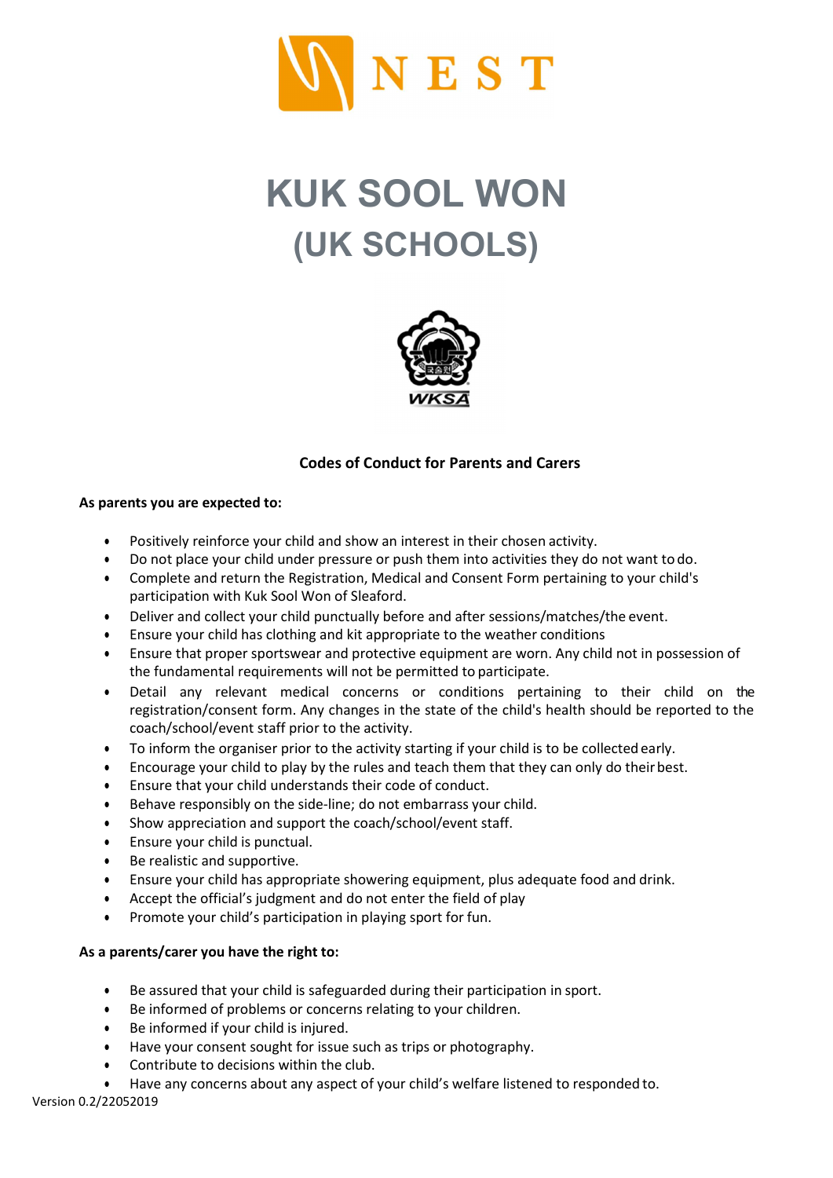NEST

# KUK SOOL WON
# (UK SCHOOLS)

WKSA

### Codes of Conduct for Parents and Carers

**As parents you are expected to:**

- Positively reinforce your child and show an interest in their chosen activity.
- Do not place your child under pressure or push them into activities they do not want to do.
- Complete and return the Registration, Medical and Consent Form pertaining to your child's participation with Kuk Sool Won of Sleaford.
- Deliver and collect your child punctually before and after sessions/matches/the event.
- Ensure your child has clothing and kit appropriate to the weather conditions
- Ensure that proper sportswear and protective equipment are worn. Any child not in possession of the fundamental requirements will not be permitted to participate.
- Detail any relevant medical concerns or conditions pertaining to their child on the registration/consent form. Any changes in the state of the child's health should be reported to the coach/school/event staff prior to the activity.
- To inform the organiser prior to the activity starting if your child is to be collected early.
- Encourage your child to play by the rules and teach them that they can only do their best.
- Ensure that your child understands their code of conduct.
- Behave responsibly on the side-line; do not embarrass your child.
- Show appreciation and support the coach/school/event staff.
- Ensure your child is punctual.
- Be realistic and supportive.
- Ensure your child has appropriate showering equipment, plus adequate food and drink.
- Accept the official's judgment and do not enter the field of play
- Promote your child's participation in playing sport for fun.

**As a parents/carer you have the right to:**

- Be assured that your child is safeguarded during their participation in sport.
- Be informed of problems or concerns relating to your children.
- Be informed if your child is injured.
- Have your consent sought for issue such as trips or photography.
- Contribute to decisions within the club.
- Have any concerns about any aspect of your child's welfare listened to responded to.

Version 0.2/22052019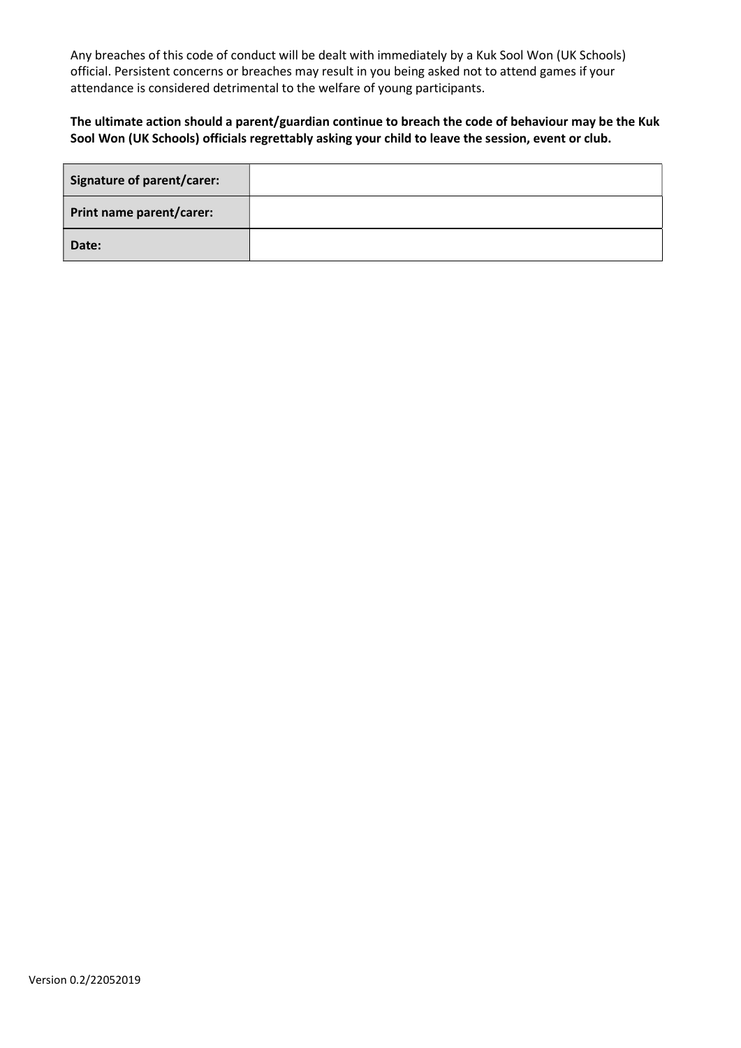Any breaches of this code of conduct will be dealt with immediately by a Kuk Sool Won (UK Schools) official. Persistent concerns or breaches may result in you being asked not to attend games if your attendance is considered detrimental to the welfare of young participants.

**The ultimate action should a parent/guardian continue to breach the code of behaviour may be the Kuk Sool Won (UK Schools) officials regrettably asking your child to leave the session, event or club.**

| | |
|---|---|
| **Signature of parent/carer:** | |
| **Print name parent/carer:** | |
| **Date:** | |

Version 0.2/22052019